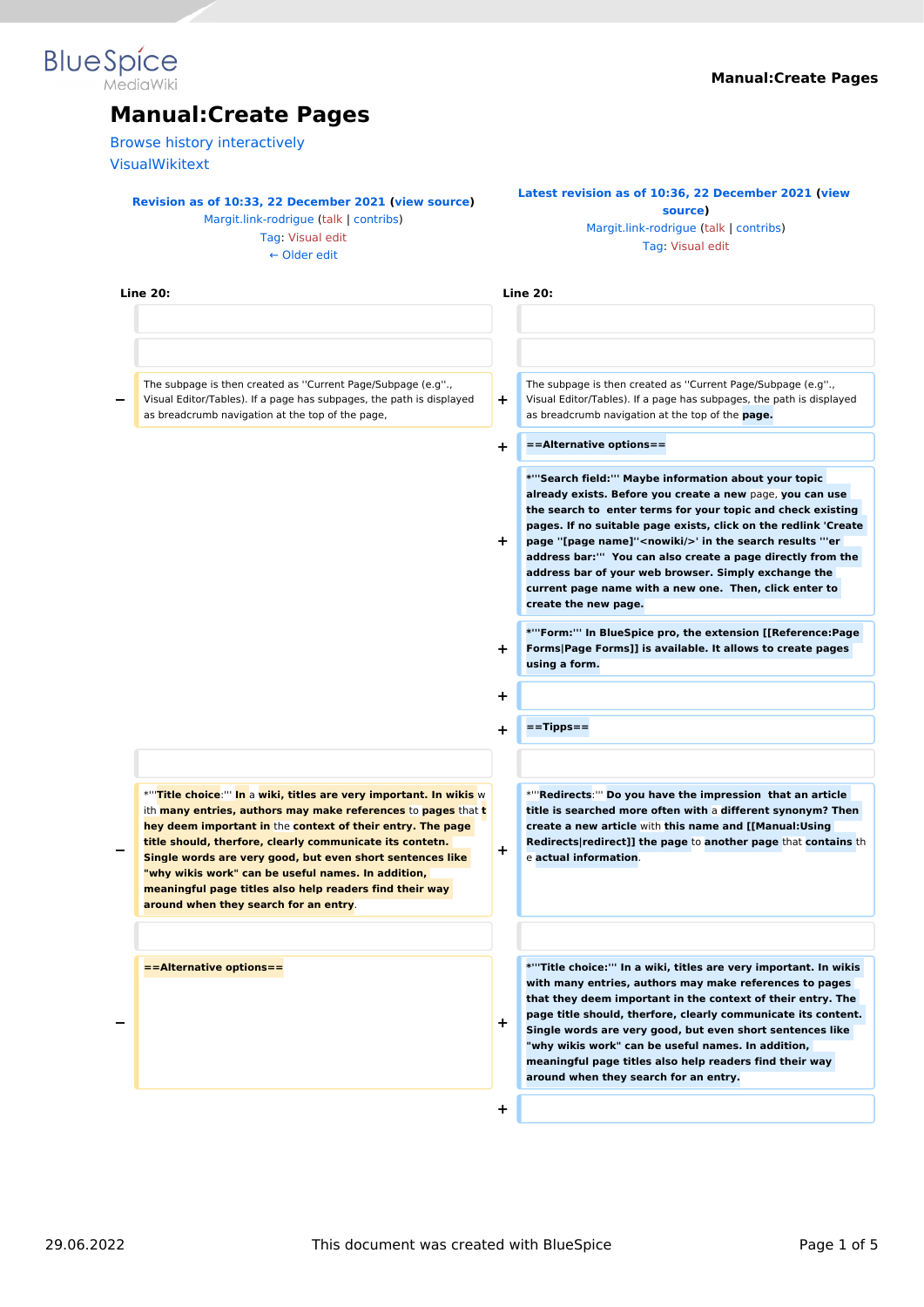# Manual:Create Pages

Browse history interactively

VisualWikitext

| Revision as of 10:33, 22 December 2021 (view source) Margit.link-rodrigue (talk \| contribs) Tag: Visual edit ← Older edit | | Latest revision as of 10:36, 22 December 2021 (view source) Margit.link-rodrigue (talk \| contribs) Tag: Visual edit | |
|---|---|---|---|
| Line 20: | | Line 20: | |
| | | | |
| | | | |
| − | The subpage is then created as ''Current Page/Subpage (e.g''., Visual Editor/Tables). If a page has subpages, the path is displayed as breadcrumb navigation at the top of the page, | + | The subpage is then created as ''Current Page/Subpage (e.g''., Visual Editor/Tables). If a page has subpages, the path is displayed as breadcrumb navigation at the top of the page. |
| | | + | ==Alternative options== |
| | | + | *'''Search field:''' Maybe information about your topic already exists. Before you create a new page, you can use the search to enter terms for your topic and check existing pages. If no suitable page exists, click on the redlink 'Create page ''[page name]''<nowiki/>' in the search results '''er address bar:''' You can also create a page directly from the address bar of your web browser. Simply exchange the current page name with a new one. Then, click enter to create the new page. |
| | | + | *'''Form:''' In BlueSpice pro, the extension [[Reference:Page Forms\|Page Forms]] is available. It allows to create pages using a form. |
| | | + | |
| | | + | ==Tipps== |
| | | | |
| − | *'''Title choice:''' In a wiki, titles are very important. In wikis with many entries, authors may make references to pages that they deem important in the context of their entry. The page title should, therfore, clearly communicate its contetn. Single words are very good, but even short sentences like "why wikis work" can be useful names. In addition, meaningful page titles also help readers find their way around when they search for an entry. | + | *'''Redirects:''' Do you have the impression that an article title is searched more often with a different synonym? Then create a new article with this name and [[Manual:Using Redirects\|redirect]] the page to another page that contains the actual information. |
| | | | |
| − | ==Alternative options== | + | *'''Title choice:''' In a wiki, titles are very important. In wikis with many entries, authors may make references to pages that they deem important in the context of their entry. The page title should, therfore, clearly communicate its content. Single words are very good, but even short sentences like "why wikis work" can be useful names. In addition, meaningful page titles also help readers find their way around when they search for an entry. |
| | | + | |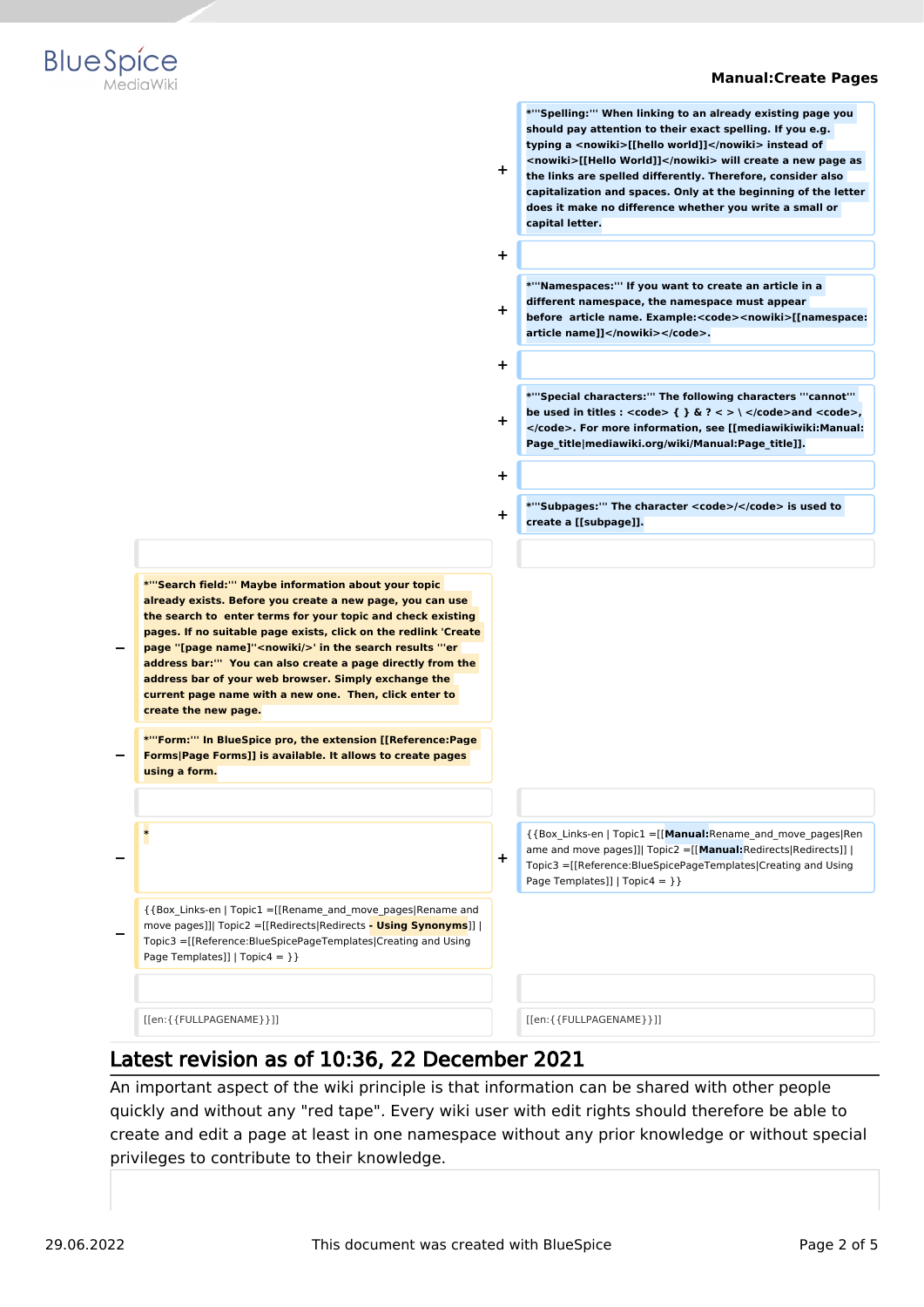| | | | |
|---|---|---|---|
| | | + | *'''Spelling:''' When linking to an already existing page you should pay attention to their exact spelling. If you e.g. typing a <nowiki>[[hello world]]</nowiki> instead of <nowiki>[[Hello World]]</nowiki> will create a new page as the links are spelled differently. Therefore, consider also capitalization and spaces. Only at the beginning of the letter does it make no difference whether you write a small or capital letter. |
| | | + | |
| | | + | *'''Namespaces:''' If you want to create an article in a different namespace, the namespace must appear before article name. Example:<code><nowiki>[[namespace:article name]]</nowiki></code>. |
| | | + | |
| | | + | *'''Special characters:''' The following characters '''cannot''' be used in titles : <code> { } & ? < > \ </code>and <code>, </code>. For more information, see [[mediawikiwiki:Manual:Page_title\|mediawiki.org/wiki/Manual:Page_title]]. |
| | | + | |
| | | + | *'''Subpages:''' The character <code>/</code> is used to create a [[subpage]]. |
| | | | |
| − | *'''Search field:''' Maybe information about your topic already exists. Before you create a new page, you can use the search to enter terms for your topic and check existing pages. If no suitable page exists, click on the redlink 'Create page ''[page name]''<nowiki/>' in the search results '''er address bar:''' You can also create a page directly from the address bar of your web browser. Simply exchange the current page name with a new one. Then, click enter to create the new page. | | |
| − | *'''Form:''' In BlueSpice pro, the extension [[Reference:Page Forms\|Page Forms]] is available. It allows to create pages using a form. | | |
| | | | |
| − | * | + | {{Box_Links-en \| Topic1 =[[**Manual:**Rename_and_move_pages\|Rename and move pages]]\| Topic2 =[[**Manual:**Redirects\|Redirects]] \| Topic3 =[[Reference:BlueSpicePageTemplates\|Creating and Using Page Templates]] \| Topic4 = }} |
| − | {{Box_Links-en \| Topic1 =[[Rename_and_move_pages\|Rename and move pages]]\| Topic2 =[[Redirects\|Redirects **- Using Synonyms**]] \| Topic3 =[[Reference:BlueSpicePageTemplates\|Creating and Using Page Templates]] \| Topic4 = }} | | |
| | | | |
| | [[en:{{FULLPAGENAME}}]] | | [[en:{{FULLPAGENAME}}]] |

## Latest revision as of 10:36, 22 December 2021

An important aspect of the wiki principle is that information can be shared with other people quickly and without any "red tape". Every wiki user with edit rights should therefore be able to create and edit a page at least in one namespace without any prior knowledge or without special privileges to contribute to their knowledge.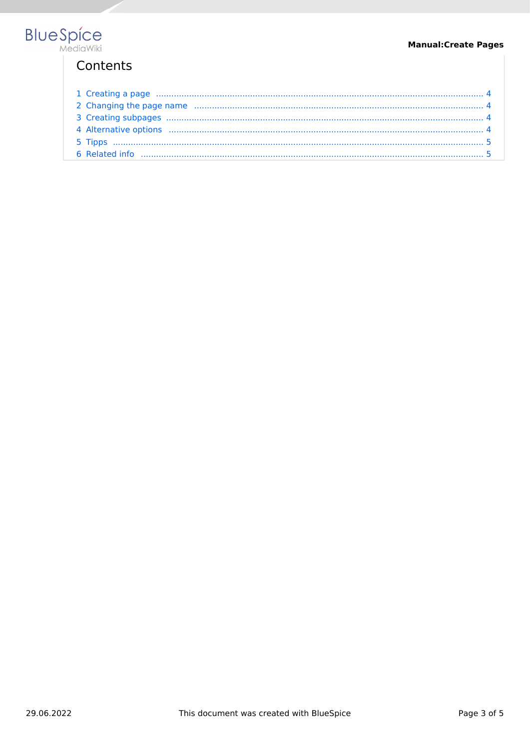## Contents

1 Creating a page ........................................................................................................................ 4
2 Changing the page name ............................................................................................................ 4
3 Creating subpages ..................................................................................................................... 4
4 Alternative options ..................................................................................................................... 4
5 Tipps ......................................................................................................................................... 5
6 Related info ............................................................................................................................... 5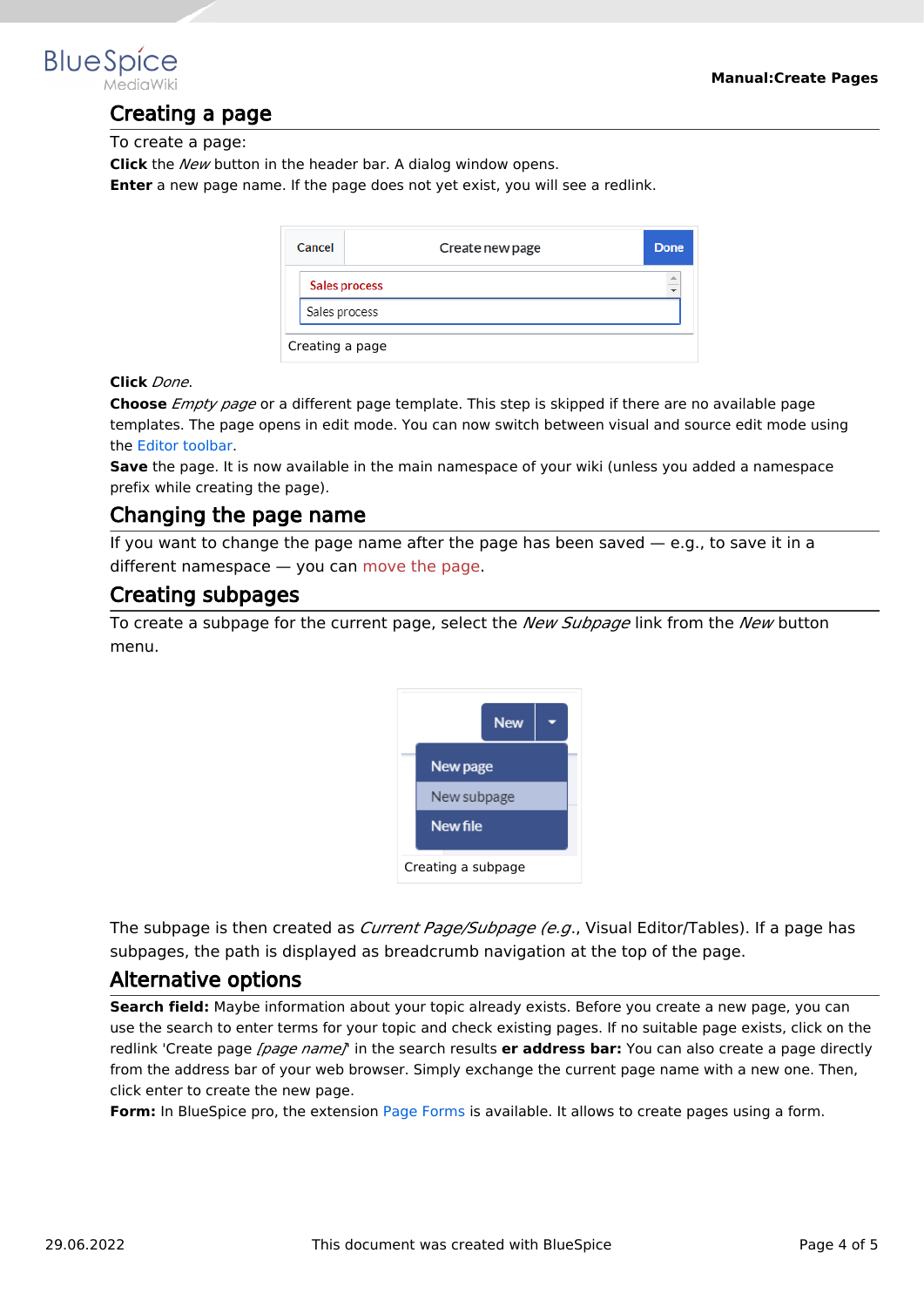## Creating a page

To create a page:

**Click** the *New* button in the header bar. A dialog window opens.

**Enter** a new page name. If the page does not yet exist, you will see a redlink.

Creating a page

**Click** *Done*.

**Choose** *Empty page* or a different page template. This step is skipped if there are no available page templates. The page opens in edit mode. You can now switch between visual and source edit mode using the Editor toolbar.

**Save** the page. It is now available in the main namespace of your wiki (unless you added a namespace prefix while creating the page).

## Changing the page name

If you want to change the page name after the page has been saved — e.g., to save it in a different namespace — you can move the page.

## Creating subpages

To create a subpage for the current page, select the *New Subpage* link from the *New* button menu.

Creating a subpage

The subpage is then created as *Current Page/Subpage (e.g.*, Visual Editor/Tables). If a page has subpages, the path is displayed as breadcrumb navigation at the top of the page.

## Alternative options

**Search field:** Maybe information about your topic already exists. Before you create a new page, you can use the search to enter terms for your topic and check existing pages. If no suitable page exists, click on the redlink 'Create page *[page name]*' in the search results **er address bar:** You can also create a page directly from the address bar of your web browser. Simply exchange the current page name with a new one. Then, click enter to create the new page.

**Form:** In BlueSpice pro, the extension Page Forms is available. It allows to create pages using a form.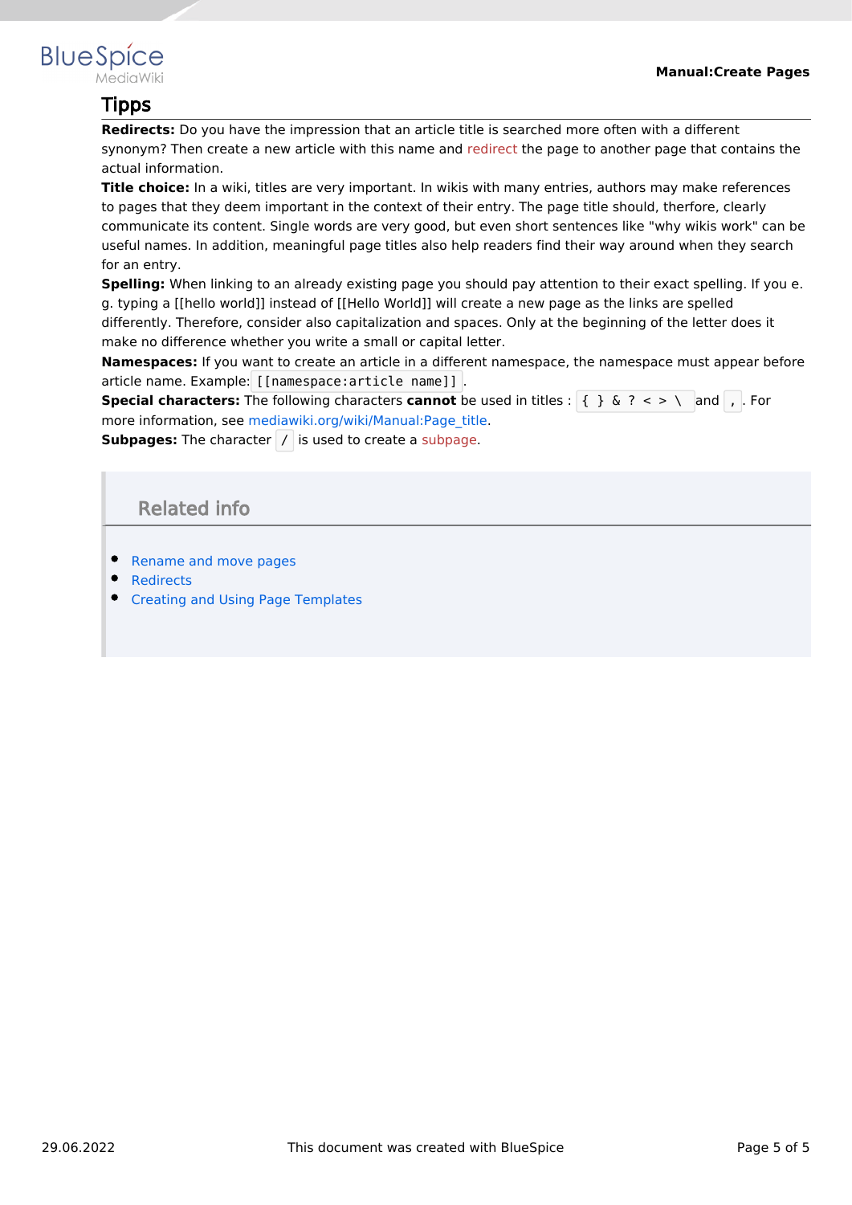## Tipps

**Redirects:** Do you have the impression that an article title is searched more often with a different synonym? Then create a new article with this name and redirect the page to another page that contains the actual information.
**Title choice:** In a wiki, titles are very important. In wikis with many entries, authors may make references to pages that they deem important in the context of their entry. The page title should, therfore, clearly communicate its content. Single words are very good, but even short sentences like "why wikis work" can be useful names. In addition, meaningful page titles also help readers find their way around when they search for an entry.
**Spelling:** When linking to an already existing page you should pay attention to their exact spelling. If you e. g. typing a [[hello world]] instead of [[Hello World]] will create a new page as the links are spelled differently. Therefore, consider also capitalization and spaces. Only at the beginning of the letter does it make no difference whether you write a small or capital letter.
**Namespaces:** If you want to create an article in a different namespace, the namespace must appear before article name. Example: `[[namespace:article name]]`.
**Special characters:** The following characters **cannot** be used in titles : `{ } & ? < > \` and `,`. For more information, see mediawiki.org/wiki/Manual:Page_title.
**Subpages:** The character `/` is used to create a subpage.

### Related info

- Rename and move pages
- Redirects
- Creating and Using Page Templates